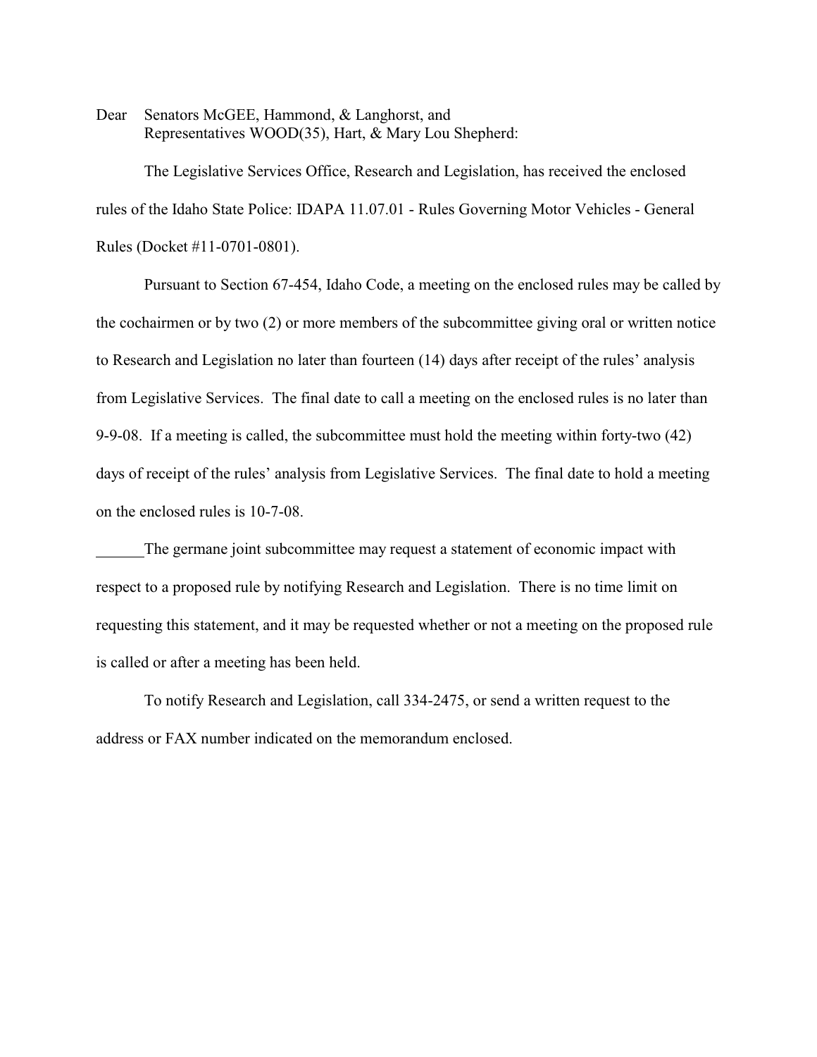Dear Senators McGEE, Hammond, & Langhorst, and
Representatives WOOD(35), Hart, & Mary Lou Shepherd:

The Legislative Services Office, Research and Legislation, has received the enclosed rules of the Idaho State Police: IDAPA 11.07.01 - Rules Governing Motor Vehicles - General Rules (Docket #11-0701-0801).

Pursuant to Section 67-454, Idaho Code, a meeting on the enclosed rules may be called by the cochairmen or by two (2) or more members of the subcommittee giving oral or written notice to Research and Legislation no later than fourteen (14) days after receipt of the rules' analysis from Legislative Services. The final date to call a meeting on the enclosed rules is no later than 9-9-08. If a meeting is called, the subcommittee must hold the meeting within forty-two (42) days of receipt of the rules' analysis from Legislative Services. The final date to hold a meeting on the enclosed rules is 10-7-08.

______The germane joint subcommittee may request a statement of economic impact with respect to a proposed rule by notifying Research and Legislation. There is no time limit on requesting this statement, and it may be requested whether or not a meeting on the proposed rule is called or after a meeting has been held.

To notify Research and Legislation, call 334-2475, or send a written request to the address or FAX number indicated on the memorandum enclosed.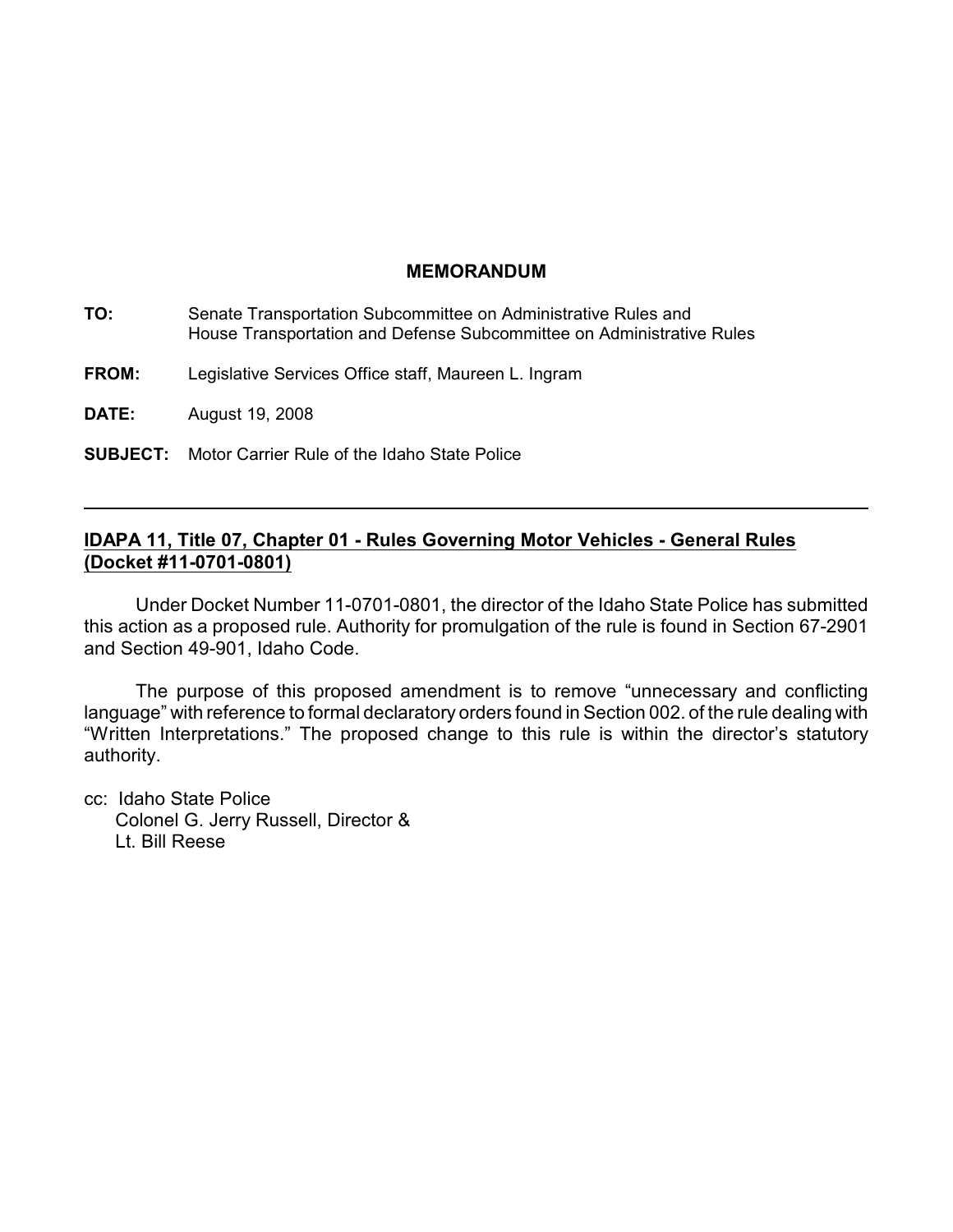# MEMORANDUM

**TO:** Senate Transportation Subcommittee on Administrative Rules and House Transportation and Defense Subcommittee on Administrative Rules

**FROM:** Legislative Services Office staff, Maureen L. Ingram

**DATE:** August 19, 2008

**SUBJECT:** Motor Carrier Rule of the Idaho State Police

---

## IDAPA 11, Title 07, Chapter 01 - Rules Governing Motor Vehicles - General Rules (Docket #11-0701-0801)

Under Docket Number 11-0701-0801, the director of the Idaho State Police has submitted this action as a proposed rule. Authority for promulgation of the rule is found in Section 67-2901 and Section 49-901, Idaho Code.

The purpose of this proposed amendment is to remove "unnecessary and conflicting language" with reference to formal declaratory orders found in Section 002. of the rule dealing with "Written Interpretations." The proposed change to this rule is within the director's statutory authority.

cc: Idaho State Police
Colonel G. Jerry Russell, Director &
Lt. Bill Reese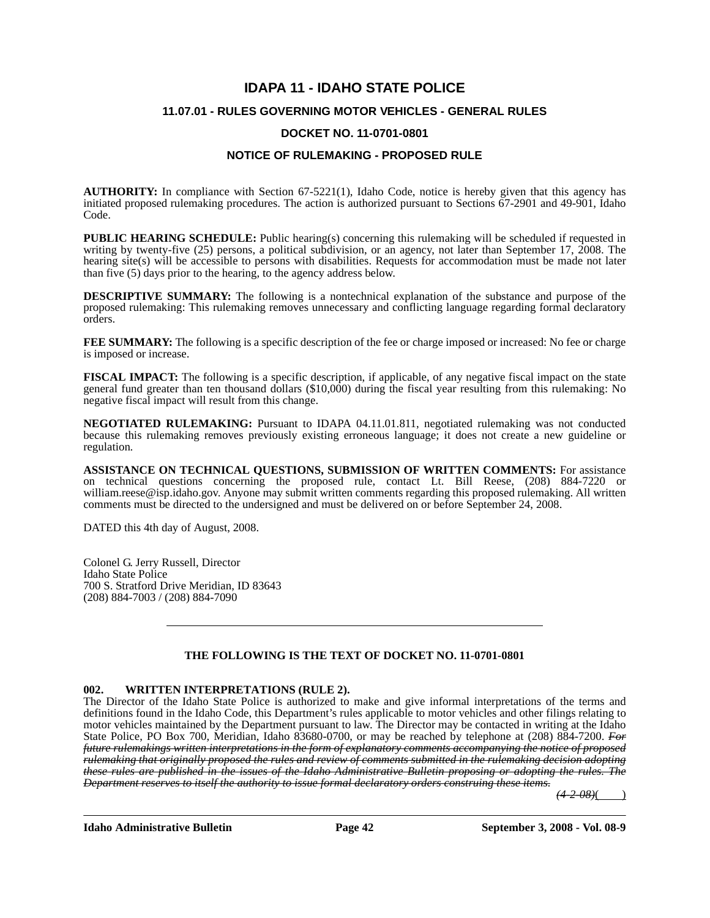# IDAPA 11 - IDAHO STATE POLICE

## 11.07.01 - RULES GOVERNING MOTOR VEHICLES - GENERAL RULES

## DOCKET NO. 11-0701-0801

## NOTICE OF RULEMAKING - PROPOSED RULE

**AUTHORITY:** In compliance with Section 67-5221(1), Idaho Code, notice is hereby given that this agency has initiated proposed rulemaking procedures. The action is authorized pursuant to Sections 67-2901 and 49-901, Idaho Code.

**PUBLIC HEARING SCHEDULE:** Public hearing(s) concerning this rulemaking will be scheduled if requested in writing by twenty-five (25) persons, a political subdivision, or an agency, not later than September 17, 2008. The hearing site(s) will be accessible to persons with disabilities. Requests for accommodation must be made not later than five (5) days prior to the hearing, to the agency address below.

**DESCRIPTIVE SUMMARY:** The following is a nontechnical explanation of the substance and purpose of the proposed rulemaking: This rulemaking removes unnecessary and conflicting language regarding formal declaratory orders.

**FEE SUMMARY:** The following is a specific description of the fee or charge imposed or increased: No fee or charge is imposed or increase.

**FISCAL IMPACT:** The following is a specific description, if applicable, of any negative fiscal impact on the state general fund greater than ten thousand dollars ($10,000) during the fiscal year resulting from this rulemaking: No negative fiscal impact will result from this change.

**NEGOTIATED RULEMAKING:** Pursuant to IDAPA 04.11.01.811, negotiated rulemaking was not conducted because this rulemaking removes previously existing erroneous language; it does not create a new guideline or regulation.

**ASSISTANCE ON TECHNICAL QUESTIONS, SUBMISSION OF WRITTEN COMMENTS:** For assistance on technical questions concerning the proposed rule, contact Lt. Bill Reese, (208) 884-7220 or william.reese@isp.idaho.gov. Anyone may submit written comments regarding this proposed rulemaking. All written comments must be directed to the undersigned and must be delivered on or before September 24, 2008.

DATED this 4th day of August, 2008.

Colonel G. Jerry Russell, Director
Idaho State Police
700 S. Stratford Drive Meridian, ID 83643
(208) 884-7003 / (208) 884-7090

---

**THE FOLLOWING IS THE TEXT OF DOCKET NO. 11-0701-0801**

**002. WRITTEN INTERPRETATIONS (RULE 2).**

The Director of the Idaho State Police is authorized to make and give informal interpretations of the terms and definitions found in the Idaho Code, this Department's rules applicable to motor vehicles and other filings relating to motor vehicles maintained by the Department pursuant to law. The Director may be contacted in writing at the Idaho State Police, PO Box 700, Meridian, Idaho 83680-0700, or may be reached by telephone at (208) 884-7200. ~~*For future rulemakings written interpretations in the form of explanatory comments accompanying the notice of proposed rulemaking that originally proposed the rules and review of comments submitted in the rulemaking decision adopting these rules are published in the issues of the Idaho Administrative Bulletin proposing or adopting the rules. The Department reserves to itself the authority to issue formal declaratory orders construing these items.*~~

~~*(4-2-08)*~~(     )